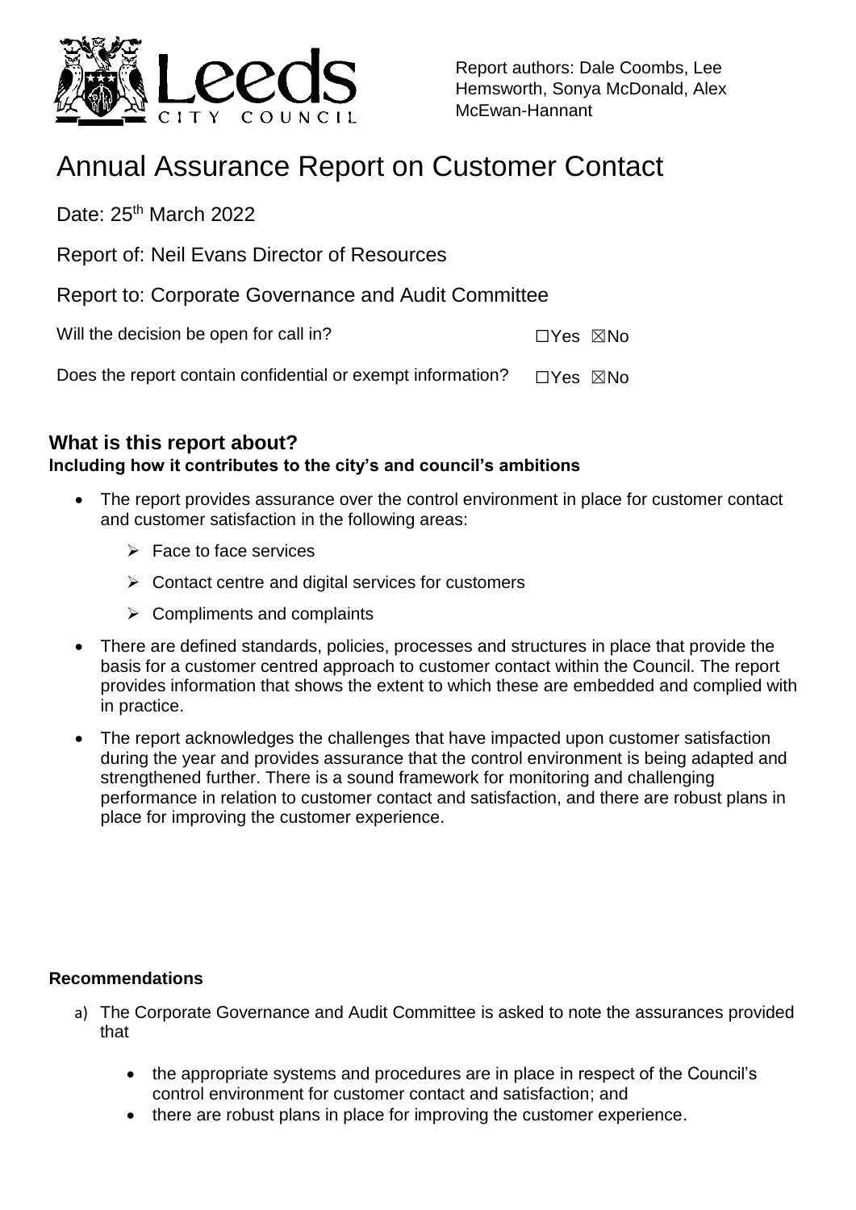Report authors: Dale Coombs, Lee Hemsworth, Sonya McDonald, Alex McEwan-Hannant

# Annual Assurance Report on Customer Contact

Date: 25th March 2022

Report of: Neil Evans Director of Resources

Report to: Corporate Governance and Audit Committee

Will the decision be open for call in? ☐Yes ☒No

Does the report contain confidential or exempt information? ☐Yes ☒No

## What is this report about?

**Including how it contributes to the city's and council's ambitions**

- The report provides assurance over the control environment in place for customer contact and customer satisfaction in the following areas:
  - Face to face services
  - Contact centre and digital services for customers
  - Compliments and complaints
- There are defined standards, policies, processes and structures in place that provide the basis for a customer centred approach to customer contact within the Council. The report provides information that shows the extent to which these are embedded and complied with in practice.
- The report acknowledges the challenges that have impacted upon customer satisfaction during the year and provides assurance that the control environment is being adapted and strengthened further. There is a sound framework for monitoring and challenging performance in relation to customer contact and satisfaction, and there are robust plans in place for improving the customer experience.

**Recommendations**

a) The Corporate Governance and Audit Committee is asked to note the assurances provided that

- the appropriate systems and procedures are in place in respect of the Council's control environment for customer contact and satisfaction; and
- there are robust plans in place for improving the customer experience.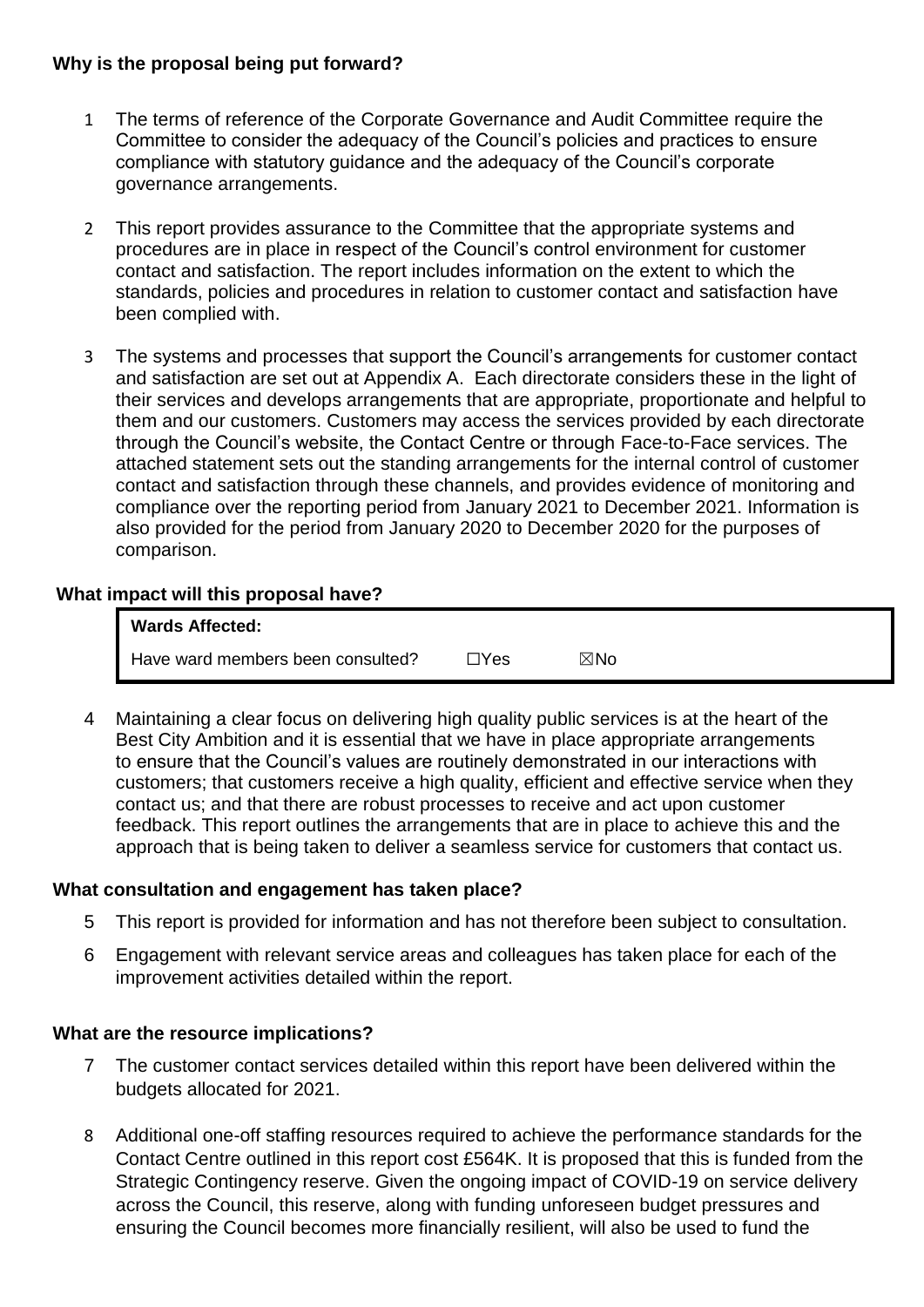**Why is the proposal being put forward?**

1 The terms of reference of the Corporate Governance and Audit Committee require the Committee to consider the adequacy of the Council's policies and practices to ensure compliance with statutory guidance and the adequacy of the Council's corporate governance arrangements.

2 This report provides assurance to the Committee that the appropriate systems and procedures are in place in respect of the Council's control environment for customer contact and satisfaction. The report includes information on the extent to which the standards, policies and procedures in relation to customer contact and satisfaction have been complied with.

3 The systems and processes that support the Council's arrangements for customer contact and satisfaction are set out at Appendix A. Each directorate considers these in the light of their services and develops arrangements that are appropriate, proportionate and helpful to them and our customers. Customers may access the services provided by each directorate through the Council's website, the Contact Centre or through Face-to-Face services. The attached statement sets out the standing arrangements for the internal control of customer contact and satisfaction through these channels, and provides evidence of monitoring and compliance over the reporting period from January 2021 to December 2021. Information is also provided for the period from January 2020 to December 2020 for the purposes of comparison.

**What impact will this proposal have?**

| **Wards Affected:** | | |
|---|---|---|
| Have ward members been consulted? | ☐Yes | ☒No |

4 Maintaining a clear focus on delivering high quality public services is at the heart of the Best City Ambition and it is essential that we have in place appropriate arrangements to ensure that the Council's values are routinely demonstrated in our interactions with customers; that customers receive a high quality, efficient and effective service when they contact us; and that there are robust processes to receive and act upon customer feedback. This report outlines the arrangements that are in place to achieve this and the approach that is being taken to deliver a seamless service for customers that contact us.

**What consultation and engagement has taken place?**

5 This report is provided for information and has not therefore been subject to consultation.

6 Engagement with relevant service areas and colleagues has taken place for each of the improvement activities detailed within the report.

**What are the resource implications?**

7 The customer contact services detailed within this report have been delivered within the budgets allocated for 2021.

8 Additional one-off staffing resources required to achieve the performance standards for the Contact Centre outlined in this report cost £564K. It is proposed that this is funded from the Strategic Contingency reserve. Given the ongoing impact of COVID-19 on service delivery across the Council, this reserve, along with funding unforeseen budget pressures and ensuring the Council becomes more financially resilient, will also be used to fund the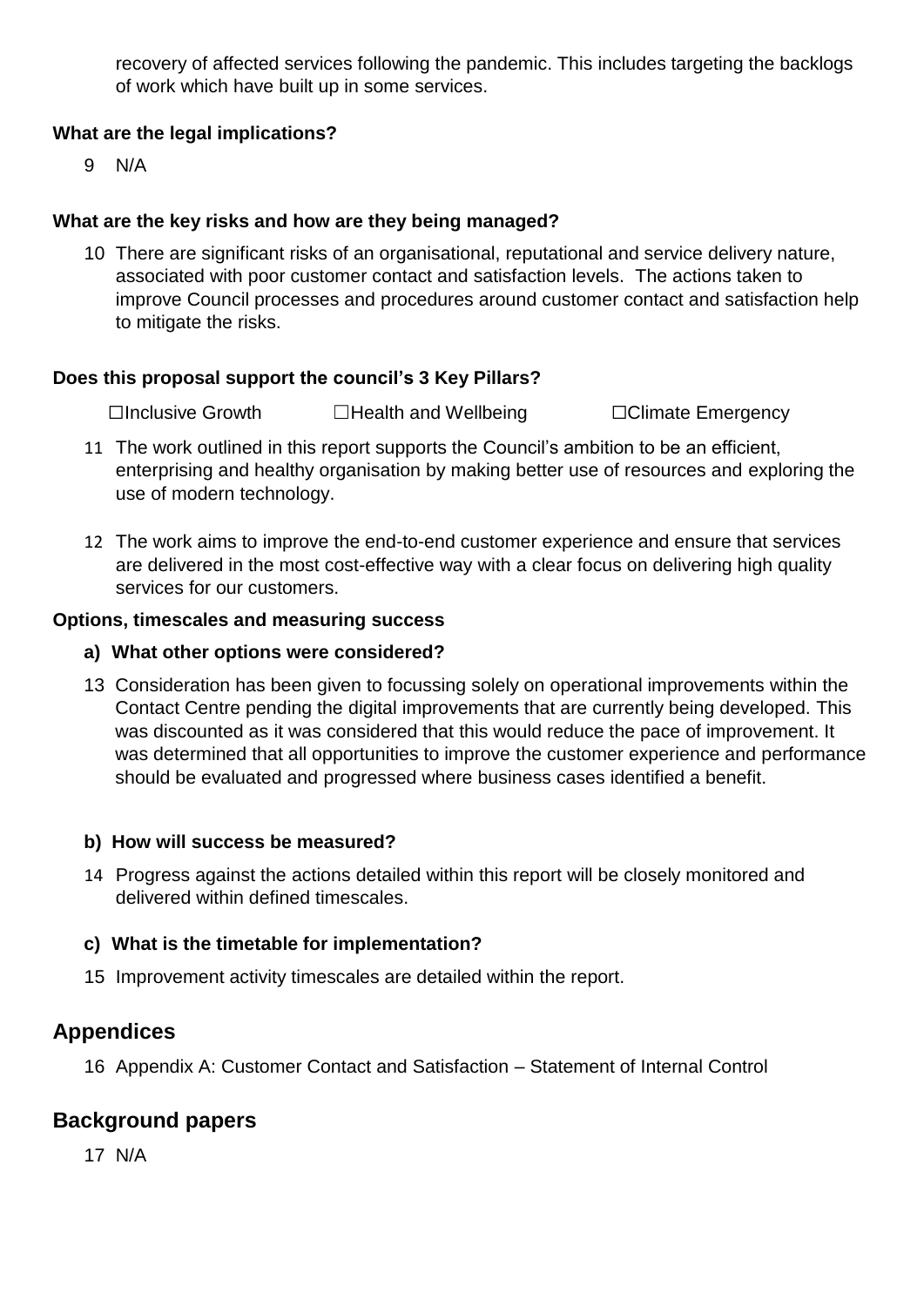recovery of affected services following the pandemic. This includes targeting the backlogs of work which have built up in some services.

**What are the legal implications?**

9 N/A

**What are the key risks and how are they being managed?**

10 There are significant risks of an organisational, reputational and service delivery nature, associated with poor customer contact and satisfaction levels. The actions taken to improve Council processes and procedures around customer contact and satisfaction help to mitigate the risks.

**Does this proposal support the council's 3 Key Pillars?**

☐Inclusive Growth ☐Health and Wellbeing ☐Climate Emergency

11 The work outlined in this report supports the Council's ambition to be an efficient, enterprising and healthy organisation by making better use of resources and exploring the use of modern technology.

12 The work aims to improve the end-to-end customer experience and ensure that services are delivered in the most cost-effective way with a clear focus on delivering high quality services for our customers.

**Options, timescales and measuring success**

**a) What other options were considered?**

13 Consideration has been given to focussing solely on operational improvements within the Contact Centre pending the digital improvements that are currently being developed. This was discounted as it was considered that this would reduce the pace of improvement. It was determined that all opportunities to improve the customer experience and performance should be evaluated and progressed where business cases identified a benefit.

**b) How will success be measured?**

14 Progress against the actions detailed within this report will be closely monitored and delivered within defined timescales.

**c) What is the timetable for implementation?**

15 Improvement activity timescales are detailed within the report.

## Appendices

16 Appendix A: Customer Contact and Satisfaction – Statement of Internal Control

## Background papers

17 N/A